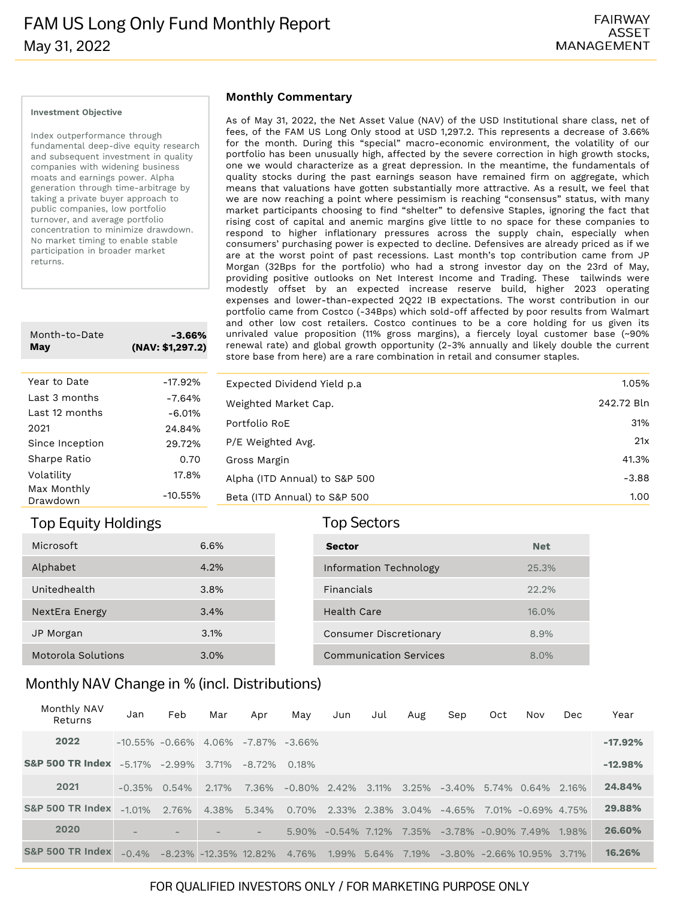# FAM US Long Only Fund Monthly Report

May 31, 2022

FAIRWAY ASSET MANAGEMENT

**Investment Objective**

Index outperformance through fundamental deep-dive equity research and subsequent investment in quality companies with widening business moats and earnings power. Alpha generation through time-arbitrage by taking a private buyer approach to public companies, low portfolio turnover, and average portfolio concentration to minimize drawdown. No market timing to enable stable participation in broader market returns.

| Month-to-Date **May** | **-3.66% (NAV: $1,297.2)** |
|---|---|
| Year to Date | -17.92% |
| Last 3 months | -7.64% |
| Last 12 months | -6.01% |
| 2021 | 24.84% |
| Since Inception | 29.72% |
| Sharpe Ratio | 0.70 |
| Volatility | 17.8% |
| Max Monthly Drawdown | -10.55% |

## Monthly Commentary

As of May 31, 2022, the Net Asset Value (NAV) of the USD Institutional share class, net of fees, of the FAM US Long Only stood at USD 1,297.2. This represents a decrease of 3.66% for the month. During this "special" macro-economic environment, the volatility of our portfolio has been unusually high, affected by the severe correction in high growth stocks, one we would characterize as a great depression. In the meantime, the fundamentals of quality stocks during the past earnings season have remained firm on aggregate, which means that valuations have gotten substantially more attractive. As a result, we feel that we are now reaching a point where pessimism is reaching "consensus" status, with many market participants choosing to find "shelter" to defensive Staples, ignoring the fact that rising cost of capital and anemic margins give little to no space for these companies to respond to higher inflationary pressures across the supply chain, especially when consumers' purchasing power is expected to decline. Defensives are already priced as if we are at the worst point of past recessions. Last month's top contribution came from JP Morgan (32Bps for the portfolio) who had a strong investor day on the 23rd of May, providing positive outlooks on Net Interest Income and Trading. These tailwinds were modestly offset by an expected increase reserve build, higher 2023 operating expenses and lower-than-expected 2Q22 IB expectations. The worst contribution in our portfolio came from Costco (-34Bps) which sold-off affected by poor results from Walmart and other low cost retailers. Costco continues to be a core holding for us given its unrivaled value proposition (11% gross margins), a fiercely loyal customer base (~90% renewal rate) and global growth opportunity (2-3% annually and likely double the current store base from here) are a rare combination in retail and consumer staples.

| | |
|---|---|
| Expected Dividend Yield p.a | 1.05% |
| Weighted Market Cap. | 242.72 Bln |
| Portfolio RoE | 31% |
| P/E Weighted Avg. | 21x |
| Gross Margin | 41.3% |
| Alpha (ITD Annual) to S&P 500 | -3.88 |
| Beta (ITD Annual) to S&P 500 | 1.00 |

## Top Equity Holdings

| | |
|---|---|
| Microsoft | 6.6% |
| Alphabet | 4.2% |
| Unitedhealth | 3.8% |
| NextEra Energy | 3.4% |
| JP Morgan | 3.1% |
| Motorola Solutions | 3.0% |

## Top Sectors

| **Sector** | **Net** |
|---|---|
| Information Technology | 25.3% |
| Financials | 22.2% |
| Health Care | 16.0% |
| Consumer Discretionary | 8.9% |
| Communication Services | 8.0% |

## Monthly NAV Change in % (incl. Distributions)

| Monthly NAV Returns | Jan | Feb | Mar | Apr | May | Jun | Jul | Aug | Sep | Oct | Nov | Dec | Year |
|---|---|---|---|---|---|---|---|---|---|---|---|---|---|
| **2022** | -10.55% | -0.66% | 4.06% | -7.87% | -3.66% | | | | | | | | **-17.92%** |
| **S&P 500 TR Index** | -5.17% | -2.99% | 3.71% | -8.72% | 0.18% | | | | | | | | **-12.98%** |
| **2021** | -0.35% | 0.54% | 2.17% | 7.36% | -0.80% | 2.42% | 3.11% | 3.25% | -3.40% | 5.74% | 0.64% | 2.16% | **24.84%** |
| **S&P 500 TR Index** | -1.01% | 2.76% | 4.38% | 5.34% | 0.70% | 2.33% | 2.38% | 3.04% | -4.65% | 7.01% | -0.69% | 4.75% | **29.88%** |
| **2020** | - | - | - | - | 5.90% | -0.54% | 7.12% | 7.35% | -3.78% | -0.90% | 7.49% | 1.98% | **26.60%** |
| **S&P 500 TR Index** | -0.4% | -8.23% | -12.35% | 12.82% | 4.76% | 1.99% | 5.64% | 7.19% | -3.80% | -2.66% | 10.95% | 3.71% | **16.26%** |

FOR QUALIFIED INVESTORS ONLY / FOR MARKETING PURPOSE ONLY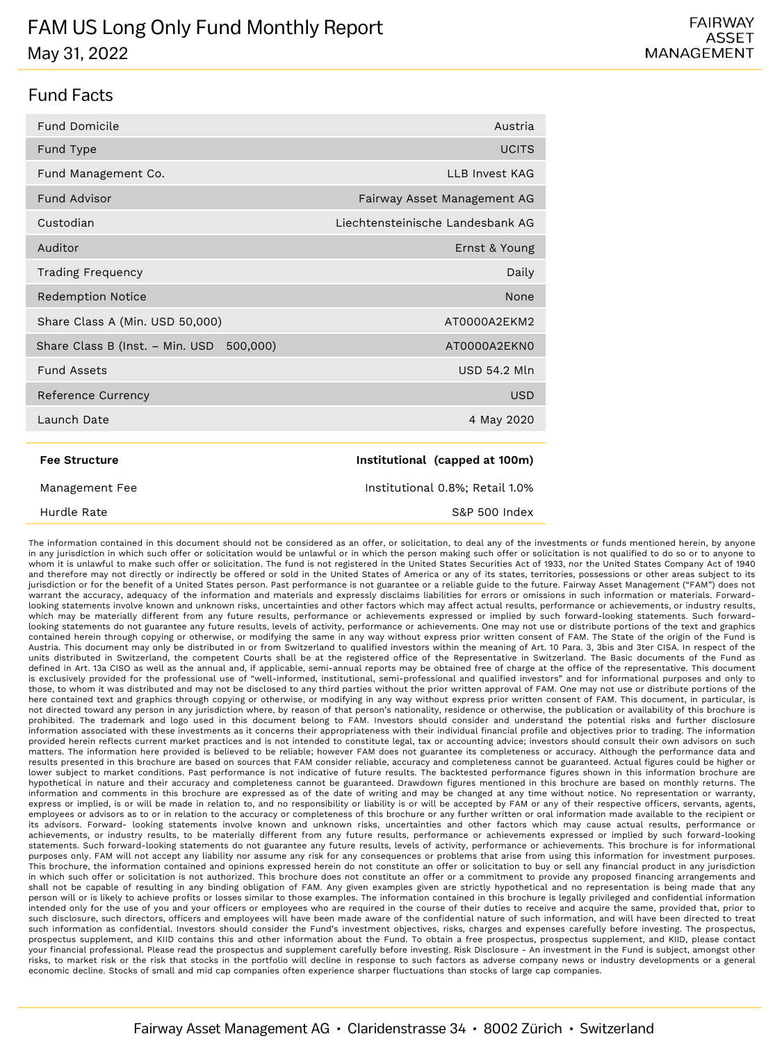# FAM US Long Only Fund Monthly Report

May 31, 2022

FAIRWAY ASSET MANAGEMENT

## Fund Facts

| | |
|---|---|
| Fund Domicile | Austria |
| Fund Type | UCITS |
| Fund Management Co. | LLB Invest KAG |
| Fund Advisor | Fairway Asset Management AG |
| Custodian | Liechtensteinische Landesbank AG |
| Auditor | Ernst & Young |
| Trading Frequency | Daily |
| Redemption Notice | None |
| Share Class A (Min. USD 50,000) | AT0000A2EKM2 |
| Share Class B (Inst. – Min. USD 500,000) | AT0000A2EKN0 |
| Fund Assets | USD 54.2 Mln |
| Reference Currency | USD |
| Launch Date | 4 May 2020 |

| **Fee Structure** | **Institutional (capped at 100m)** |
|---|---|
| Management Fee | Institutional 0.8%; Retail 1.0% |
| Hurdle Rate | S&P 500 Index |

The information contained in this document should not be considered as an offer, or solicitation, to deal any of the investments or funds mentioned herein, by anyone in any jurisdiction in which such offer or solicitation would be unlawful or in which the person making such offer or solicitation is not qualified to do so or to anyone to whom it is unlawful to make such offer or solicitation. The fund is not registered in the United States Securities Act of 1933, nor the United States Company Act of 1940 and therefore may not directly or indirectly be offered or sold in the United States of America or any of its states, territories, possessions or other areas subject to its jurisdiction or for the benefit of a United States person. Past performance is not guarantee or a reliable guide to the future. Fairway Asset Management ("FAM") does not warrant the accuracy, adequacy of the information and materials and expressly disclaims liabilities for errors or omissions in such information or materials. Forward-looking statements involve known and unknown risks, uncertainties and other factors which may affect actual results, performance or achievements, or industry results, which may be materially different from any future results, performance or achievements expressed or implied by such forward-looking statements. Such forward-looking statements do not guarantee any future results, levels of activity, performance or achievements. One may not use or distribute portions of the text and graphics contained herein through copying or otherwise, or modifying the same in any way without express prior written consent of FAM. The State of the origin of the Fund is Austria. This document may only be distributed in or from Switzerland to qualified investors within the meaning of Art. 10 Para. 3, 3bis and 3ter CISA. In respect of the units distributed in Switzerland, the competent Courts shall be at the registered office of the Representative in Switzerland. The Basic documents of the Fund as defined in Art. 13a CISO as well as the annual and, if applicable, semi-annual reports may be obtained free of charge at the office of the representative. This document is exclusively provided for the professional use of "well-informed, institutional, semi-professional and qualified investors" and for informational purposes and only to those, to whom it was distributed and may not be disclosed to any third parties without the prior written approval of FAM. One may not use or distribute portions of the here contained text and graphics through copying or otherwise, or modifying in any way without express prior written consent of FAM. This document, in particular, is not directed toward any person in any jurisdiction where, by reason of that person's nationality, residence or otherwise, the publication or availability of this brochure is prohibited. The trademark and logo used in this document belong to FAM. Investors should consider and understand the potential risks and further disclosure information associated with these investments as it concerns their appropriateness with their individual financial profile and objectives prior to trading. The information provided herein reflects current market practices and is not intended to constitute legal, tax or accounting advice; investors should consult their own advisors on such matters. The information here provided is believed to be reliable; however FAM does not guarantee its completeness or accuracy. Although the performance data and results presented in this brochure are based on sources that FAM consider reliable, accuracy and completeness cannot be guaranteed. Actual figures could be higher or lower subject to market conditions. Past performance is not indicative of future results. The backtested performance figures shown in this information brochure are hypothetical in nature and their accuracy and completeness cannot be guaranteed. Drawdown figures mentioned in this brochure are based on monthly returns. The information and comments in this brochure are expressed as of the date of writing and may be changed at any time without notice. No representation or warranty, express or implied, is or will be made in relation to, and no responsibility or liability is or will be accepted by FAM or any of their respective officers, servants, agents, employees or advisors as to or in relation to the accuracy or completeness of this brochure or any further written or oral information made available to the recipient or its advisors. Forward- looking statements involve known and unknown risks, uncertainties and other factors which may cause actual results, performance or achievements, or industry results, to be materially different from any future results, performance or achievements expressed or implied by such forward-looking statements. Such forward-looking statements do not guarantee any future results, levels of activity, performance or achievements. This brochure is for informational purposes only. FAM will not accept any liability nor assume any risk for any consequences or problems that arise from using this information for investment purposes. This brochure, the information contained and opinions expressed herein do not constitute an offer or solicitation to buy or sell any financial product in any jurisdiction in which such offer or solicitation is not authorized. This brochure does not constitute an offer or a commitment to provide any proposed financing arrangements and shall not be capable of resulting in any binding obligation of FAM. Any given examples given are strictly hypothetical and no representation is being made that any person will or is likely to achieve profits or losses similar to those examples. The information contained in this brochure is legally privileged and confidential information intended only for the use of you and your officers or employees who are required in the course of their duties to receive and acquire the same, provided that, prior to such disclosure, such directors, officers and employees will have been made aware of the confidential nature of such information, and will have been directed to treat such information as confidential. Investors should consider the Fund's investment objectives, risks, charges and expenses carefully before investing. The prospectus, prospectus supplement, and KIID contains this and other information about the Fund. To obtain a free prospectus, prospectus supplement, and KIID, please contact your financial professional. Please read the prospectus and supplement carefully before investing. Risk Disclosure - An investment in the Fund is subject, amongst other risks, to market risk or the risk that stocks in the portfolio will decline in response to such factors as adverse company news or industry developments or a general economic decline. Stocks of small and mid cap companies often experience sharper fluctuations than stocks of large cap companies.

Fairway Asset Management AG • Claridenstrasse 34 • 8002 Zürich • Switzerland